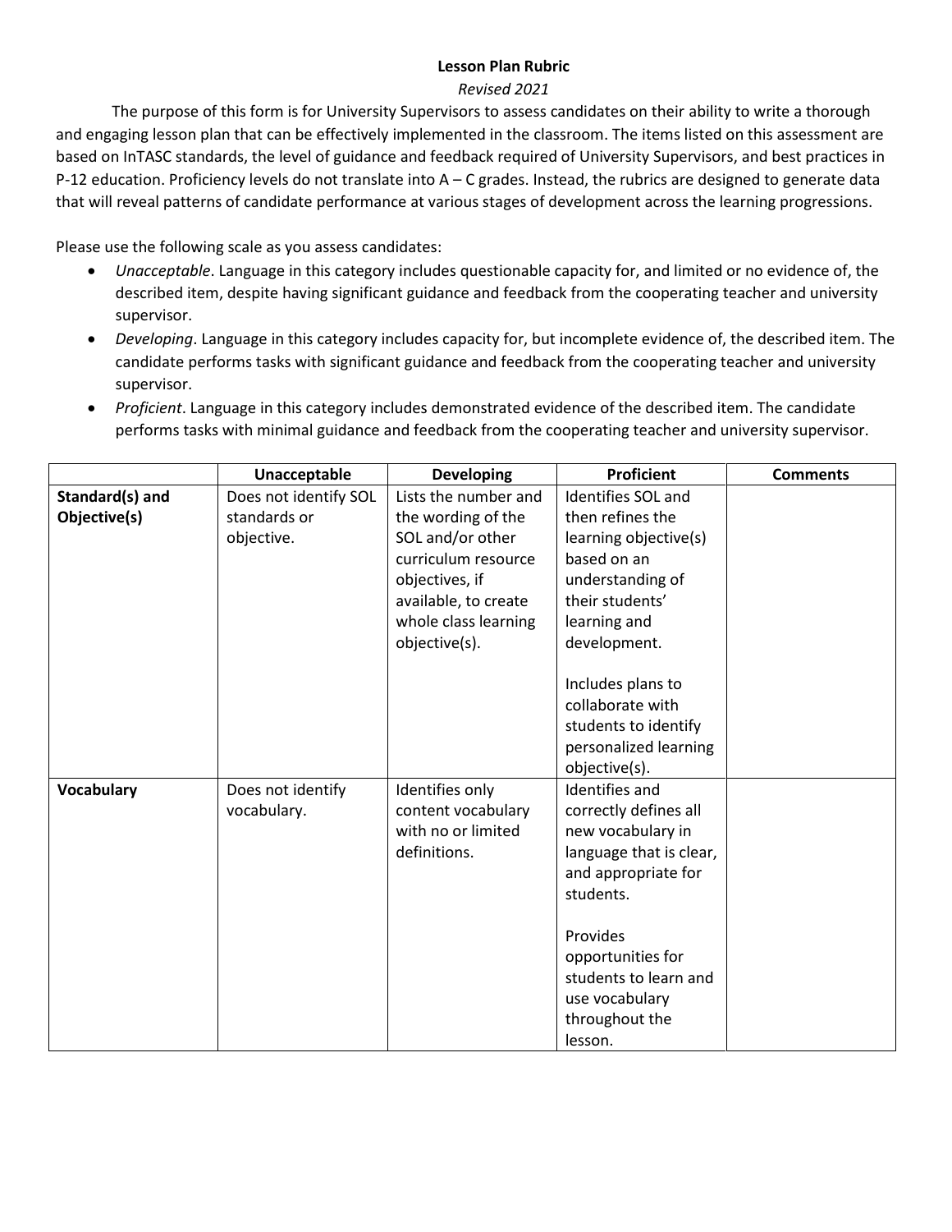# Lesson Plan Rubric

*Revised 2021*

The purpose of this form is for University Supervisors to assess candidates on their ability to write a thorough and engaging lesson plan that can be effectively implemented in the classroom. The items listed on this assessment are based on InTASC standards, the level of guidance and feedback required of University Supervisors, and best practices in P-12 education. Proficiency levels do not translate into A – C grades. Instead, the rubrics are designed to generate data that will reveal patterns of candidate performance at various stages of development across the learning progressions.

Please use the following scale as you assess candidates:

- *Unacceptable*. Language in this category includes questionable capacity for, and limited or no evidence of, the described item, despite having significant guidance and feedback from the cooperating teacher and university supervisor.
- *Developing*. Language in this category includes capacity for, but incomplete evidence of, the described item. The candidate performs tasks with significant guidance and feedback from the cooperating teacher and university supervisor.
- *Proficient*. Language in this category includes demonstrated evidence of the described item. The candidate performs tasks with minimal guidance and feedback from the cooperating teacher and university supervisor.

| | **Unacceptable** | **Developing** | **Proficient** | **Comments** |
|---|---|---|---|---|
| **Standard(s) and Objective(s)** | Does not identify SOL standards or objective. | Lists the number and the wording of the SOL and/or other curriculum resource objectives, if available, to create whole class learning objective(s). | Identifies SOL and then refines the learning objective(s) based on an understanding of their students' learning and development.<br><br>Includes plans to collaborate with students to identify personalized learning objective(s). | |
| **Vocabulary** | Does not identify vocabulary. | Identifies only content vocabulary with no or limited definitions. | Identifies and correctly defines all new vocabulary in language that is clear, and appropriate for students.<br><br>Provides opportunities for students to learn and use vocabulary throughout the lesson. | |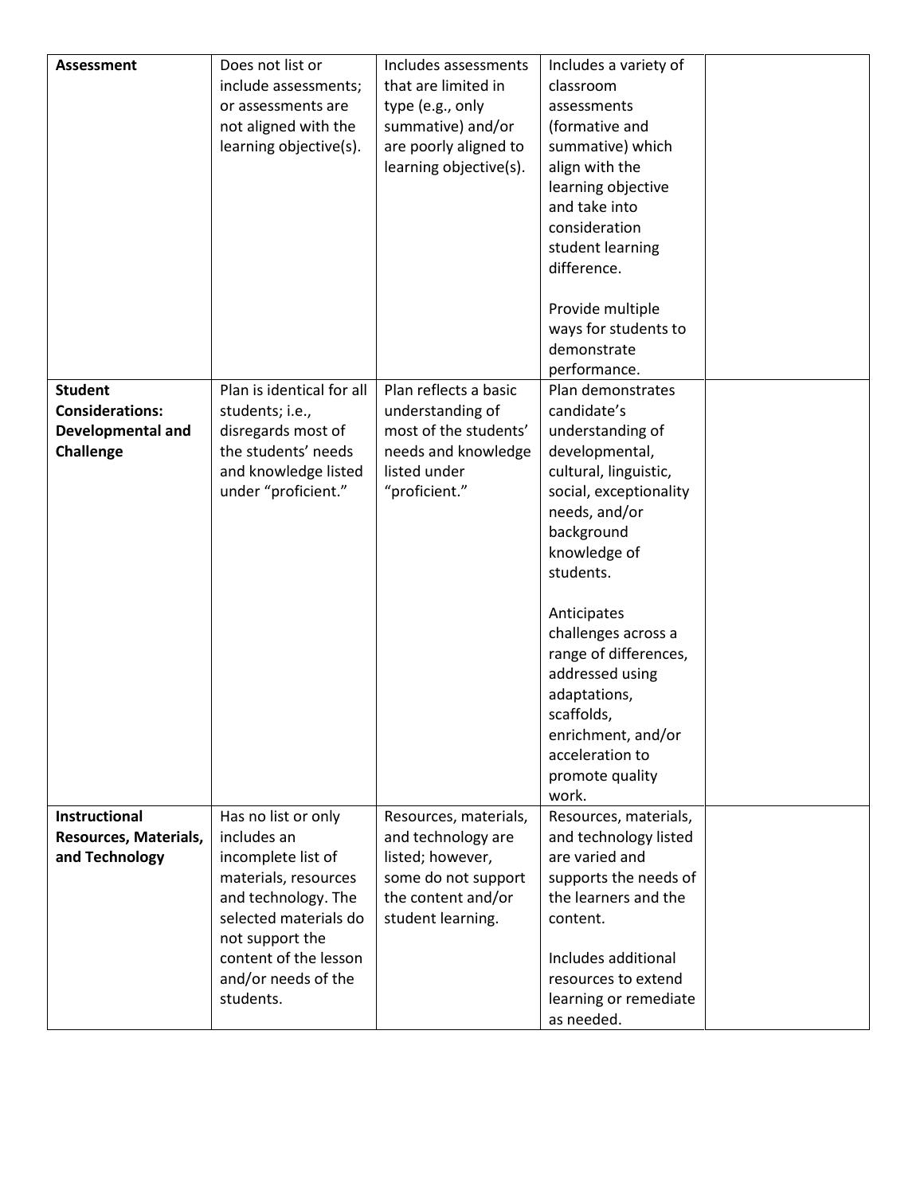| **Assessment** | Does not list or include assessments; or assessments are not aligned with the learning objective(s). | Includes assessments that are limited in type (e.g., only summative) and/or are poorly aligned to learning objective(s). | Includes a variety of classroom assessments (formative and summative) which align with the learning objective and take into consideration student learning difference.<br><br>Provide multiple ways for students to demonstrate performance. | |
|---|---|---|---|---|
| **Student Considerations: Developmental and Challenge** | Plan is identical for all students; i.e., disregards most of the students' needs and knowledge listed under "proficient." | Plan reflects a basic understanding of most of the students' needs and knowledge listed under "proficient." | Plan demonstrates candidate's understanding of developmental, cultural, linguistic, social, exceptionality needs, and/or background knowledge of students.<br><br>Anticipates challenges across a range of differences, addressed using adaptations, scaffolds, enrichment, and/or acceleration to promote quality work. | |
| **Instructional Resources, Materials, and Technology** | Has no list or only includes an incomplete list of materials, resources and technology. The selected materials do not support the content of the lesson and/or needs of the students. | Resources, materials, and technology are listed; however, some do not support the content and/or student learning. | Resources, materials, and technology listed are varied and supports the needs of the learners and the content.<br><br>Includes additional resources to extend learning or remediate as needed. | |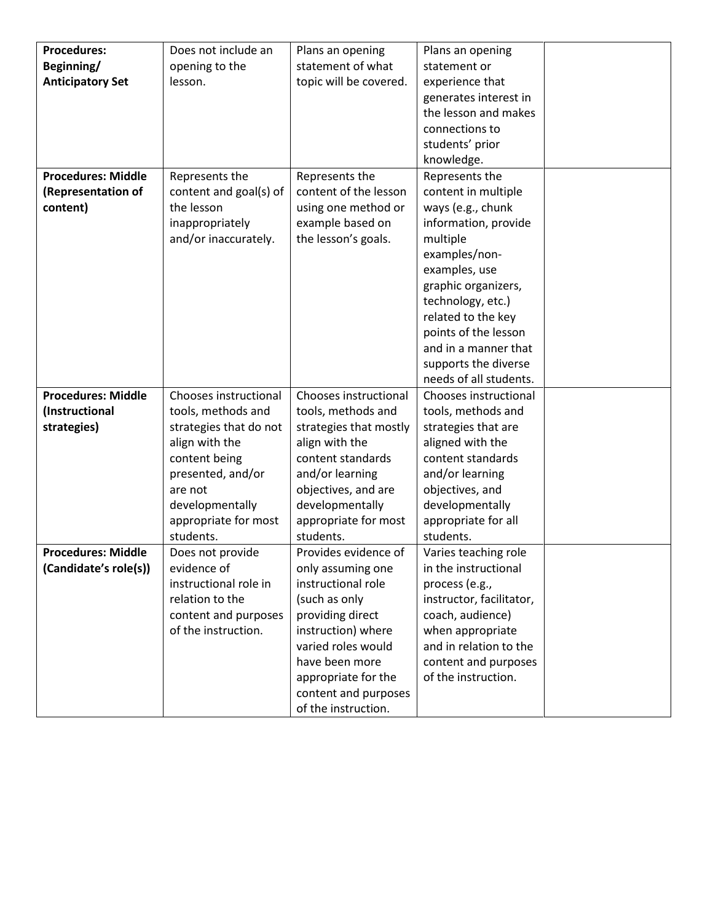| **Procedures: Beginning/ Anticipatory Set** | Does not include an opening to the lesson. | Plans an opening statement of what topic will be covered. | Plans an opening statement or experience that generates interest in the lesson and makes connections to students' prior knowledge. | |
|---|---|---|---|---|
| **Procedures: Middle (Representation of content)** | Represents the content and goal(s) of the lesson inappropriately and/or inaccurately. | Represents the content of the lesson using one method or example based on the lesson's goals. | Represents the content in multiple ways (e.g., chunk information, provide multiple examples/non-examples, use graphic organizers, technology, etc.) related to the key points of the lesson and in a manner that supports the diverse needs of all students. | |
| **Procedures: Middle (Instructional strategies)** | Chooses instructional tools, methods and strategies that do not align with the content being presented, and/or are not developmentally appropriate for most students. | Chooses instructional tools, methods and strategies that mostly align with the content standards and/or learning objectives, and are developmentally appropriate for most students. | Chooses instructional tools, methods and strategies that are aligned with the content standards and/or learning objectives, and developmentally appropriate for all students. | |
| **Procedures: Middle (Candidate's role(s))** | Does not provide evidence of instructional role in relation to the content and purposes of the instruction. | Provides evidence of only assuming one instructional role (such as only providing direct instruction) where varied roles would have been more appropriate for the content and purposes of the instruction. | Varies teaching role in the instructional process (e.g., instructor, facilitator, coach, audience) when appropriate and in relation to the content and purposes of the instruction. | |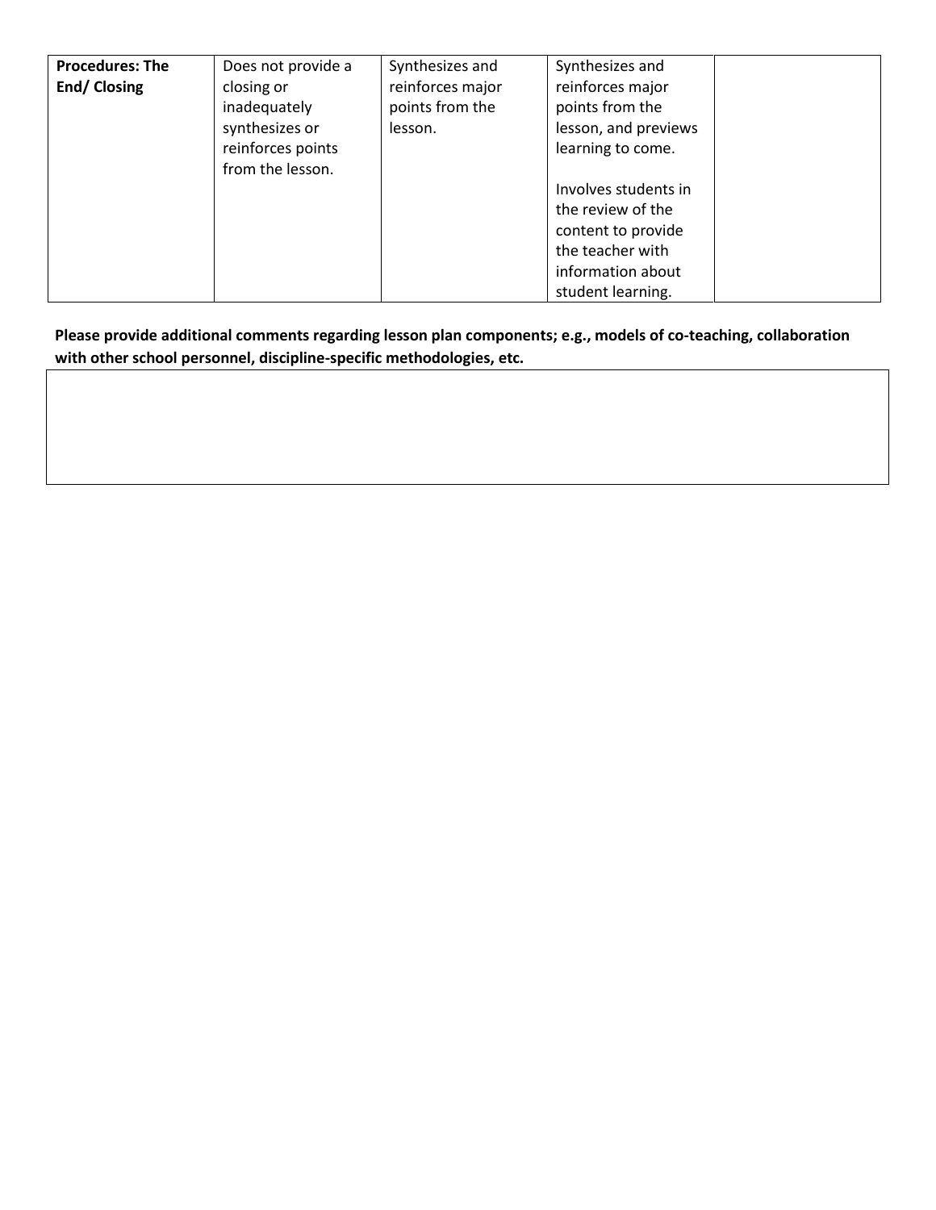| | | | | |
|---|---|---|---|---|
| **Procedures: The End/ Closing** | Does not provide a closing or inadequately synthesizes or reinforces points from the lesson. | Synthesizes and reinforces major points from the lesson. | Synthesizes and reinforces major points from the lesson, and previews learning to come.<br><br>Involves students in the review of the content to provide the teacher with information about student learning. | |

**Please provide additional comments regarding lesson plan components; e.g., models of co-teaching, collaboration with other school personnel, discipline-specific methodologies, etc.**

| |
|---|
| |